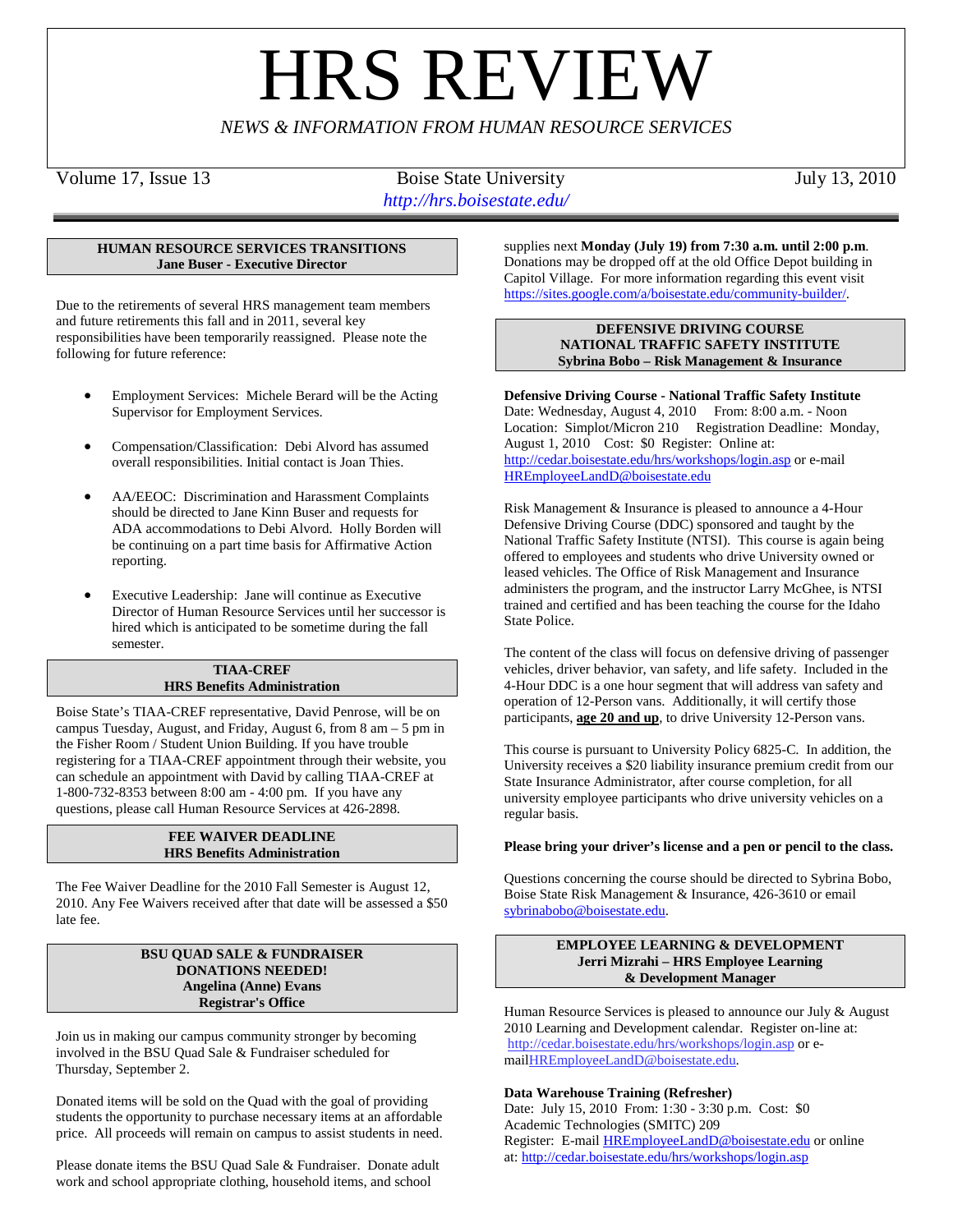# HRS REVIEW

*NEWS & INFORMATION FROM HUMAN RESOURCE SERVICES*

Volume 17, Issue 13 | Boise State University | July 13, 2010

*http://hrs.boisestate.edu/*

## HUMAN RESOURCE SERVICES TRANSITIONS
**Jane Buser - Executive Director**

Due to the retirements of several HRS management team members and future retirements this fall and in 2011, several key responsibilities have been temporarily reassigned. Please note the following for future reference:

- Employment Services: Michele Berard will be the Acting Supervisor for Employment Services.
- Compensation/Classification: Debi Alvord has assumed overall responsibilities. Initial contact is Joan Thies.
- AA/EEOC: Discrimination and Harassment Complaints should be directed to Jane Kinn Buser and requests for ADA accommodations to Debi Alvord. Holly Borden will be continuing on a part time basis for Affirmative Action reporting.
- Executive Leadership: Jane will continue as Executive Director of Human Resource Services until her successor is hired which is anticipated to be sometime during the fall semester.

## TIAA-CREF
**HRS Benefits Administration**

Boise State's TIAA-CREF representative, David Penrose, will be on campus Tuesday, August, and Friday, August 6, from 8 am – 5 pm in the Fisher Room / Student Union Building. If you have trouble registering for a TIAA-CREF appointment through their website, you can schedule an appointment with David by calling TIAA-CREF at 1-800-732-8353 between 8:00 am - 4:00 pm. If you have any questions, please call Human Resource Services at 426-2898.

## FEE WAIVER DEADLINE
**HRS Benefits Administration**

The Fee Waiver Deadline for the 2010 Fall Semester is August 12, 2010. Any Fee Waivers received after that date will be assessed a $50 late fee.

## BSU QUAD SALE & FUNDRAISER DONATIONS NEEDED!
**Angelina (Anne) Evans**
**Registrar's Office**

Join us in making our campus community stronger by becoming involved in the BSU Quad Sale & Fundraiser scheduled for Thursday, September 2.

Donated items will be sold on the Quad with the goal of providing students the opportunity to purchase necessary items at an affordable price. All proceeds will remain on campus to assist students in need.

Please donate items the BSU Quad Sale & Fundraiser. Donate adult work and school appropriate clothing, household items, and school supplies next **Monday (July 19) from 7:30 a.m. until 2:00 p.m**. Donations may be dropped off at the old Office Depot building in Capitol Village. For more information regarding this event visit https://sites.google.com/a/boisestate.edu/community-builder/.

## DEFENSIVE DRIVING COURSE NATIONAL TRAFFIC SAFETY INSTITUTE
**Sybrina Bobo – Risk Management & Insurance**

**Defensive Driving Course - National Traffic Safety Institute**
Date: Wednesday, August 4, 2010 From: 8:00 a.m. - Noon
Location: Simplot/Micron 210 Registration Deadline: Monday, August 1, 2010 Cost: $0 Register: Online at: http://cedar.boisestate.edu/hrs/workshops/login.asp or e-mail HREmployeeLandD@boisestate.edu

Risk Management & Insurance is pleased to announce a 4-Hour Defensive Driving Course (DDC) sponsored and taught by the National Traffic Safety Institute (NTSI). This course is again being offered to employees and students who drive University owned or leased vehicles. The Office of Risk Management and Insurance administers the program, and the instructor Larry McGhee, is NTSI trained and certified and has been teaching the course for the Idaho State Police.

The content of the class will focus on defensive driving of passenger vehicles, driver behavior, van safety, and life safety. Included in the 4-Hour DDC is a one hour segment that will address van safety and operation of 12-Person vans. Additionally, it will certify those participants, **age 20 and up**, to drive University 12-Person vans.

This course is pursuant to University Policy 6825-C. In addition, the University receives a $20 liability insurance premium credit from our State Insurance Administrator, after course completion, for all university employee participants who drive university vehicles on a regular basis.

**Please bring your driver's license and a pen or pencil to the class.**

Questions concerning the course should be directed to Sybrina Bobo, Boise State Risk Management & Insurance, 426-3610 or email sybrinabobo@boisestate.edu.

## EMPLOYEE LEARNING & DEVELOPMENT
**Jerri Mizrahi – HRS Employee Learning & Development Manager**

Human Resource Services is pleased to announce our July & August 2010 Learning and Development calendar. Register on-line at: http://cedar.boisestate.edu/hrs/workshops/login.asp or e-mailHREmployeeLandD@boisestate.edu.

**Data Warehouse Training (Refresher)**
Date: July 15, 2010 From: 1:30 - 3:30 p.m. Cost: $0
Academic Technologies (SMITC) 209
Register: E-mail HREmployeeLandD@boisestate.edu or online at: http://cedar.boisestate.edu/hrs/workshops/login.asp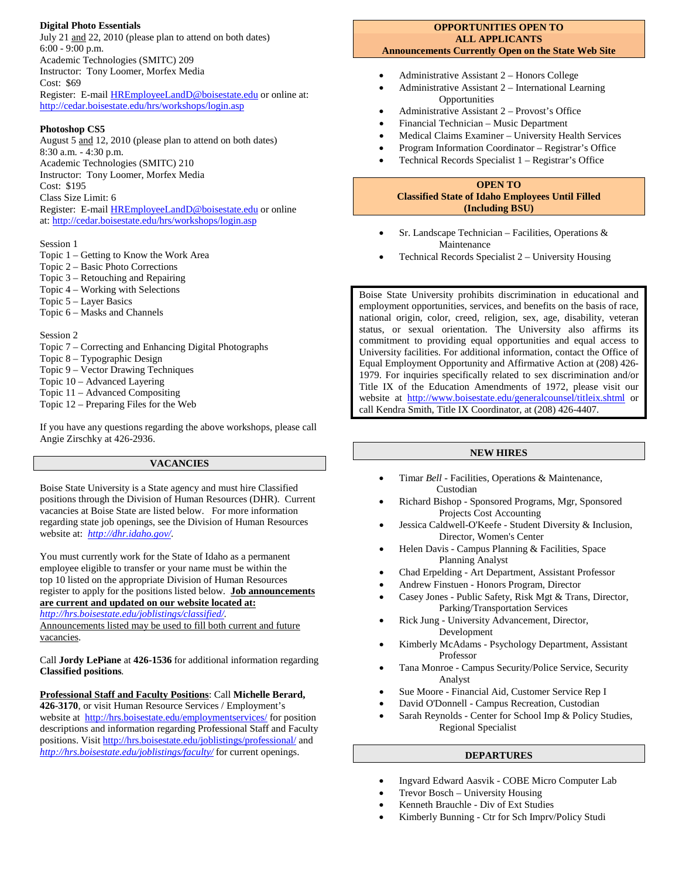**Digital Photo Essentials**
July 21 and 22, 2010 (please plan to attend on both dates)
6:00 - 9:00 p.m.
Academic Technologies (SMITC) 209
Instructor: Tony Loomer, Morfex Media
Cost: $69
Register: E-mail HREmployeeLandD@boisestate.edu or online at: http://cedar.boisestate.edu/hrs/workshops/login.asp

**Photoshop CS5**
August 5 and 12, 2010 (please plan to attend on both dates)
8:30 a.m. - 4:30 p.m.
Academic Technologies (SMITC) 210
Instructor: Tony Loomer, Morfex Media
Cost: $195
Class Size Limit: 6
Register: E-mail HREmployeeLandD@boisestate.edu or online at: http://cedar.boisestate.edu/hrs/workshops/login.asp

Session 1
Topic 1 – Getting to Know the Work Area
Topic 2 – Basic Photo Corrections
Topic 3 – Retouching and Repairing
Topic 4 – Working with Selections
Topic 5 – Layer Basics
Topic 6 – Masks and Channels

Session 2
Topic 7 – Correcting and Enhancing Digital Photographs
Topic 8 – Typographic Design
Topic 9 – Vector Drawing Techniques
Topic 10 – Advanced Layering
Topic 11 – Advanced Compositing
Topic 12 – Preparing Files for the Web

If you have any questions regarding the above workshops, please call Angie Zirschky at 426-2936.

## VACANCIES

Boise State University is a State agency and must hire Classified positions through the Division of Human Resources (DHR). Current vacancies at Boise State are listed below. For more information regarding state job openings, see the Division of Human Resources website at: *http://dhr.idaho.gov/*.

You must currently work for the State of Idaho as a permanent employee eligible to transfer or your name must be within the top 10 listed on the appropriate Division of Human Resources register to apply for the positions listed below. **Job announcements are current and updated on our website located at:** *http://hrs.boisestate.edu/joblistings/classified/*.
Announcements listed may be used to fill both current and future vacancies.

Call **Jordy LePiane** at **426-1536** for additional information regarding **Classified positions**.

**Professional Staff and Faculty Positions**: Call **Michelle Berard, 426-3170**, or visit Human Resource Services / Employment's website at http://hrs.boisestate.edu/employmentservices/ for position descriptions and information regarding Professional Staff and Faculty positions. Visit http://hrs.boisestate.edu/joblistings/professional/ and *http://hrs.boisestate.edu/joblistings/faculty/* for current openings.

## OPPORTUNITIES OPEN TO ALL APPLICANTS
### Announcements Currently Open on the State Web Site

- Administrative Assistant 2 – Honors College
- Administrative Assistant 2 – International Learning Opportunities
- Administrative Assistant 2 – Provost's Office
- Financial Technician – Music Department
- Medical Claims Examiner – University Health Services
- Program Information Coordinator – Registrar's Office
- Technical Records Specialist 1 – Registrar's Office

## OPEN TO
### Classified State of Idaho Employees Until Filled (Including BSU)

- Sr. Landscape Technician – Facilities, Operations & Maintenance
- Technical Records Specialist 2 – University Housing

Boise State University prohibits discrimination in educational and employment opportunities, services, and benefits on the basis of race, national origin, color, creed, religion, sex, age, disability, veteran status, or sexual orientation. The University also affirms its commitment to providing equal opportunities and equal access to University facilities. For additional information, contact the Office of Equal Employment Opportunity and Affirmative Action at (208) 426-1979. For inquiries specifically related to sex discrimination and/or Title IX of the Education Amendments of 1972, please visit our website at http://www.boisestate.edu/generalcounsel/titleix.shtml or call Kendra Smith, Title IX Coordinator, at (208) 426-4407.

## NEW HIRES

- Timar *Bell* - Facilities, Operations & Maintenance, Custodian
- Richard Bishop - Sponsored Programs, Mgr, Sponsored Projects Cost Accounting
- Jessica Caldwell-O'Keefe - Student Diversity & Inclusion, Director, Women's Center
- Helen Davis - Campus Planning & Facilities, Space Planning Analyst
- Chad Erpelding - Art Department, Assistant Professor
- Andrew Finstuen - Honors Program, Director
- Casey Jones - Public Safety, Risk Mgt & Trans, Director, Parking/Transportation Services
- Rick Jung - University Advancement, Director, Development
- Kimberly McAdams - Psychology Department, Assistant Professor
- Tana Monroe - Campus Security/Police Service, Security Analyst
- Sue Moore - Financial Aid, Customer Service Rep I
- David O'Donnell - Campus Recreation, Custodian
- Sarah Reynolds - Center for School Imp & Policy Studies, Regional Specialist

## DEPARTURES

- Ingvard Edward Aasvik - COBE Micro Computer Lab
- Trevor Bosch – University Housing
- Kenneth Brauchle - Div of Ext Studies
- Kimberly Bunning - Ctr for Sch Imprv/Policy Studi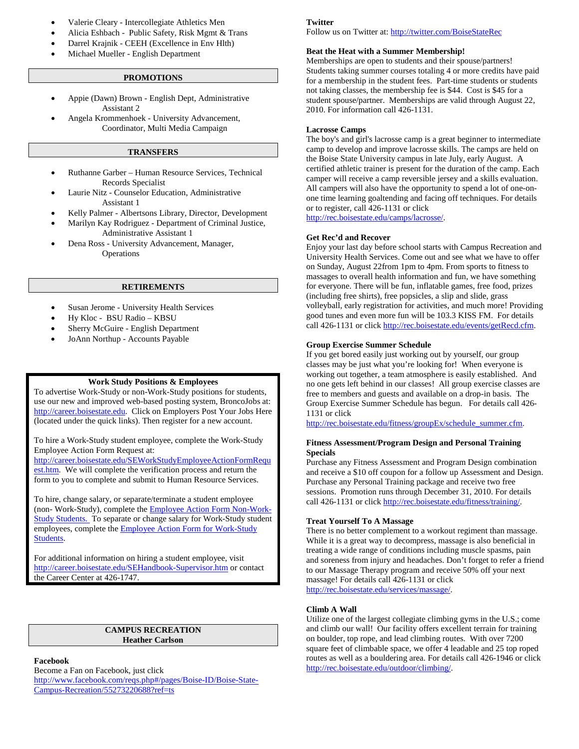- Valerie Cleary - Intercollegiate Athletics Men
- Alicia Eshbach - Public Safety, Risk Mgmt & Trans
- Darrel Krajnik - CEEH (Excellence in Env Hlth)
- Michael Mueller - English Department

## PROMOTIONS

- Appie (Dawn) Brown - English Dept, Administrative Assistant 2
- Angela Krommenhoek - University Advancement, Coordinator, Multi Media Campaign

## TRANSFERS

- Ruthanne Garber – Human Resource Services, Technical Records Specialist
- Laurie Nitz - Counselor Education, Administrative Assistant 1
- Kelly Palmer - Albertsons Library, Director, Development
- Marilyn Kay Rodriguez - Department of Criminal Justice, Administrative Assistant 1
- Dena Ross - University Advancement, Manager, Operations

## RETIREMENTS

- Susan Jerome - University Health Services
- Hy Kloc - BSU Radio – KBSU
- Sherry McGuire - English Department
- JoAnn Northup - Accounts Payable

### Work Study Positions & Employees

To advertise Work-Study or non-Work-Study positions for students, use our new and improved web-based posting system, BroncoJobs at: http://career.boisestate.edu. Click on Employers Post Your Jobs Here (located under the quick links). Then register for a new account.

To hire a Work-Study student employee, complete the Work-Study Employee Action Form Request at: http://career.boisestate.edu/SEWorkStudyEmployeeActionFormRequest.htm. We will complete the verification process and return the form to you to complete and submit to Human Resource Services.

To hire, change salary, or separate/terminate a student employee (non- Work-Study), complete the Employee Action Form Non-Work-Study Students. To separate or change salary for Work-Study student employees, complete the Employee Action Form for Work-Study Students.

For additional information on hiring a student employee, visit http://career.boisestate.edu/SEHandbook-Supervisor.htm or contact the Career Center at 426-1747.

## CAMPUS RECREATION
**Heather Carlson**

**Facebook**
Become a Fan on Facebook, just click http://www.facebook.com/reqs.php#/pages/Boise-ID/Boise-State-Campus-Recreation/55273220688?ref=ts

**Twitter**
Follow us on Twitter at: http://twitter.com/BoiseStateRec

**Beat the Heat with a Summer Membership!**
Memberships are open to students and their spouse/partners! Students taking summer courses totaling 4 or more credits have paid for a membership in the student fees. Part-time students or students not taking classes, the membership fee is $44. Cost is $45 for a student spouse/partner. Memberships are valid through August 22, 2010. For information call 426-1131.

**Lacrosse Camps**
The boy's and girl's lacrosse camp is a great beginner to intermediate camp to develop and improve lacrosse skills. The camps are held on the Boise State University campus in late July, early August. A certified athletic trainer is present for the duration of the camp. Each camper will receive a camp reversible jersey and a skills evaluation. All campers will also have the opportunity to spend a lot of one-on-one time learning goaltending and facing off techniques. For details or to register, call 426-1131 or click http://rec.boisestate.edu/camps/lacrosse/.

**Get Rec'd and Recover**
Enjoy your last day before school starts with Campus Recreation and University Health Services. Come out and see what we have to offer on Sunday, August 22from 1pm to 4pm. From sports to fitness to massages to overall health information and fun, we have something for everyone. There will be fun, inflatable games, free food, prizes (including free shirts), free popsicles, a slip and slide, grass volleyball, early registration for activities, and much more! Providing good tunes and even more fun will be 103.3 KISS FM. For details call 426-1131 or click http://rec.boisestate.edu/events/getRecd.cfm.

**Group Exercise Summer Schedule**
If you get bored easily just working out by yourself, our group classes may be just what you're looking for! When everyone is working out together, a team atmosphere is easily established. And no one gets left behind in our classes! All group exercise classes are free to members and guests and available on a drop-in basis. The Group Exercise Summer Schedule has begun. For details call 426-1131 or click http://rec.boisestate.edu/fitness/groupEx/schedule_summer.cfm.

**Fitness Assessment/Program Design and Personal Training Specials**
Purchase any Fitness Assessment and Program Design combination and receive a $10 off coupon for a follow up Assessment and Design. Purchase any Personal Training package and receive two free sessions. Promotion runs through December 31, 2010. For details call 426-1131 or click http://rec.boisestate.edu/fitness/training/.

**Treat Yourself To A Massage**
There is no better complement to a workout regiment than massage. While it is a great way to decompress, massage is also beneficial in treating a wide range of conditions including muscle spasms, pain and soreness from injury and headaches. Don't forget to refer a friend to our Massage Therapy program and receive 50% off your next massage! For details call 426-1131 or click http://rec.boisestate.edu/services/massage/.

**Climb A Wall**
Utilize one of the largest collegiate climbing gyms in the U.S.; come and climb our wall! Our facility offers excellent terrain for training on boulder, top rope, and lead climbing routes. With over 7200 square feet of climbable space, we offer 4 leadable and 25 top roped routes as well as a bouldering area. For details call 426-1946 or click http://rec.boisestate.edu/outdoor/climbing/.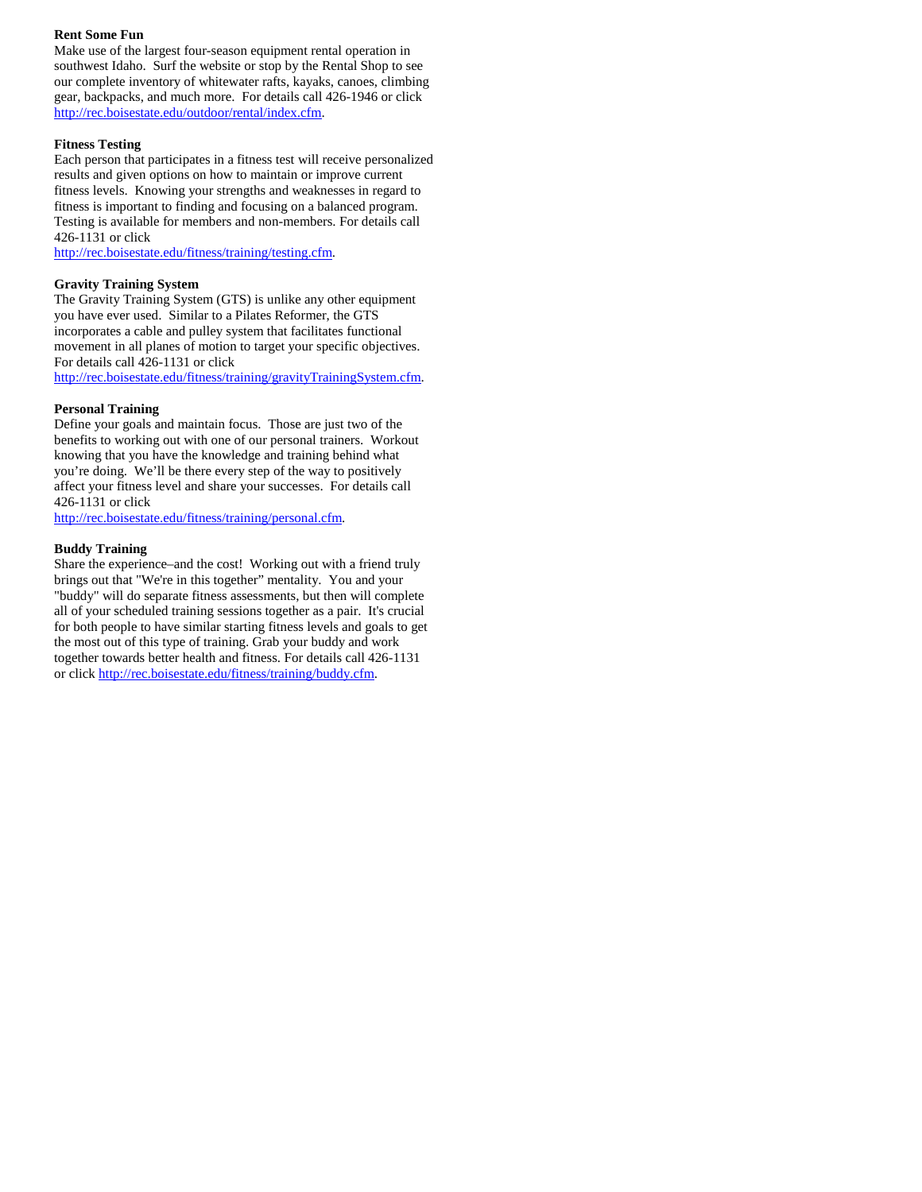**Rent Some Fun**

Make use of the largest four-season equipment rental operation in southwest Idaho. Surf the website or stop by the Rental Shop to see our complete inventory of whitewater rafts, kayaks, canoes, climbing gear, backpacks, and much more. For details call 426-1946 or click http://rec.boisestate.edu/outdoor/rental/index.cfm.

**Fitness Testing**

Each person that participates in a fitness test will receive personalized results and given options on how to maintain or improve current fitness levels. Knowing your strengths and weaknesses in regard to fitness is important to finding and focusing on a balanced program. Testing is available for members and non-members. For details call 426-1131 or click http://rec.boisestate.edu/fitness/training/testing.cfm.

**Gravity Training System**

The Gravity Training System (GTS) is unlike any other equipment you have ever used. Similar to a Pilates Reformer, the GTS incorporates a cable and pulley system that facilitates functional movement in all planes of motion to target your specific objectives. For details call 426-1131 or click http://rec.boisestate.edu/fitness/training/gravityTrainingSystem.cfm.

**Personal Training**

Define your goals and maintain focus. Those are just two of the benefits to working out with one of our personal trainers. Workout knowing that you have the knowledge and training behind what you're doing. We'll be there every step of the way to positively affect your fitness level and share your successes. For details call 426-1131 or click http://rec.boisestate.edu/fitness/training/personal.cfm.

**Buddy Training**

Share the experience–and the cost! Working out with a friend truly brings out that "We're in this together" mentality. You and your "buddy" will do separate fitness assessments, but then will complete all of your scheduled training sessions together as a pair. It's crucial for both people to have similar starting fitness levels and goals to get the most out of this type of training. Grab your buddy and work together towards better health and fitness. For details call 426-1131 or click http://rec.boisestate.edu/fitness/training/buddy.cfm.